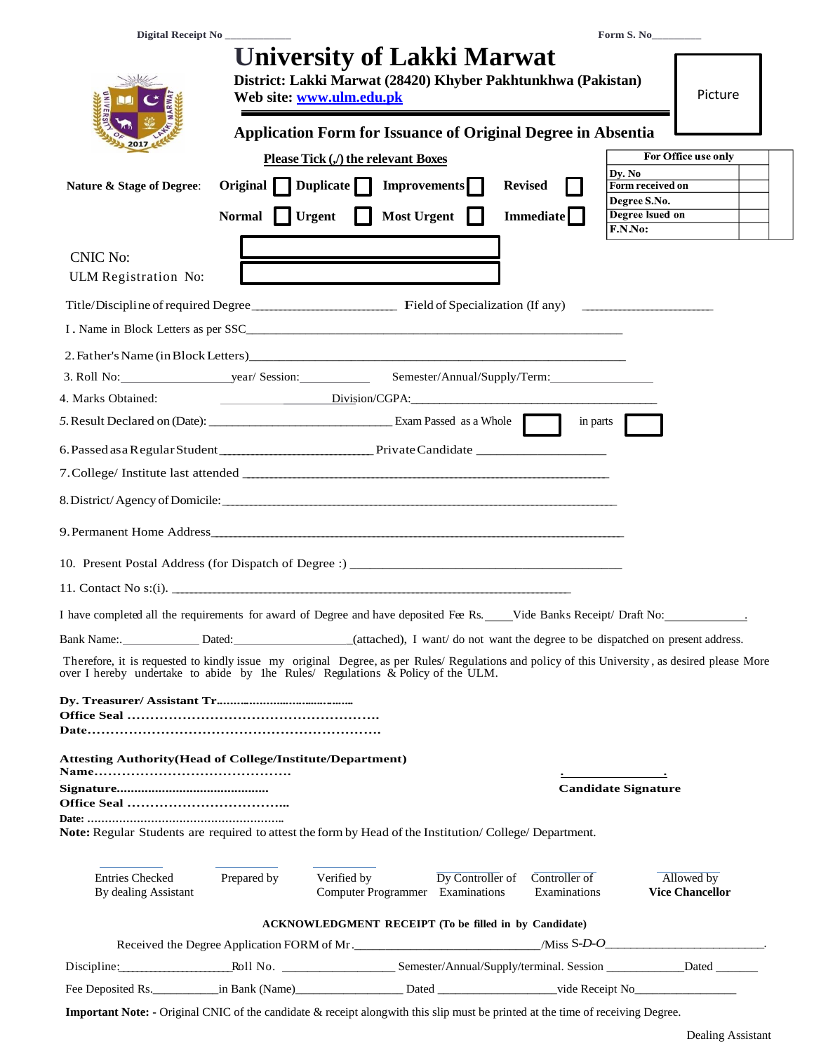Digital Receipt No ____________ Form S. No_________

# University of Lakki Marwat

**District: Lakki Marwat (28420) Khyber Pakhtunkhwa (Pakistan)**
**Web site: www.ulm.edu.pk**

Picture

## Application Form for Issuance of Original Degree in Absentia

**Please Tick (✓) the relevant Boxes**

| For Office use only | |
|---|---|
| Dy. No | |
| Form received on | |
| Degree S.No. | |
| Degree Isued on | |
| F.N.No: | |

**Nature & Stage of Degree:** **Original** ☐ **Duplicate** ☐ **Improvements** ☐ **Revised** ☐

**Normal** ☐ **Urgent** ☐ **Most Urgent** ☐ **Immediate** ☐

CNIC No: ____________________

ULM Registration No: ____________________

Title/Discipline of required Degree________________________ Field of Specialization (If any) ________________________

1. Name in Block Letters as per SSC____________________________________________________________

2. Father's Name (in Block Letters)____________________________________________________________

3. Roll No:__________________year/ Session:____________ Semester/Annual/Supply/Term:_________________

4. Marks Obtained: __________________ Division/CGPA:________________________________________

5. Result Declared on (Date): ______________________________ Exam Passed as a Whole ☐ in parts ☐

6. Passed as a Regular Student__________________________ Private Candidate ___________________

7. College/ Institute last attended ____________________________________________________________

8. District/ Agency of Domicile:______________________________________________________________

9. Permanent Home Address__________________________________________________________________

10. Present Postal Address (for Dispatch of Degree :) ____________________________________________

11. Contact No s:(i). ______________________________________________________________________

I have completed all the requirements for award of Degree and have deposited Fee Rs.____Vide Banks Receipt/ Draft No:_____________.

Bank Name:.____________ Dated:__________________(attached), I want/ do not want the degree to be dispatched on present address.

Therefore, it is requested to kindly issue my original Degree, as per Rules/ Regulations and policy of this University, as desired please More over I hereby undertake to abide by 1he Rules/ Regulations & Policy of the ULM.

**Dy. Treasurer/ Assistant Tr.......................................**
**Office Seal .......................................................**
**Date.............................................................**

**Attesting Authority(Head of College/Institute/Department)**
**Name..........................................**
**Signature...........................................**
**Office Seal ...................................**
**Date: .......................................................**

**Candidate Signature**

**Note:** Regular Students are required to attest the form by Head of the Institution/ College/ Department.

| Entries Checked By dealing Assistant | Prepared by | Verified by Computer Programmer | Dy Controller of Examinations | Controller of Examinations | Allowed by **Vice Chancellor** |
|---|---|---|---|---|---|

**ACKNOWLEDGMENT RECEIPT (To be filled in by Candidate)**

Received the Degree Application FORM of Mr.______________________________/Miss S-D-O__________________________.

Discipline:___________________Roll No. __________________ Semester/Annual/Supply/terminal. Session _____________Dated _______

Fee Deposited Rs.___________in Bank (Name)_________________ Dated ___________________vide Receipt No_________________

**Important Note: -** Original CNIC of the candidate & receipt alongwith this slip must be printed at the time of receiving Degree.

Dealing Assistant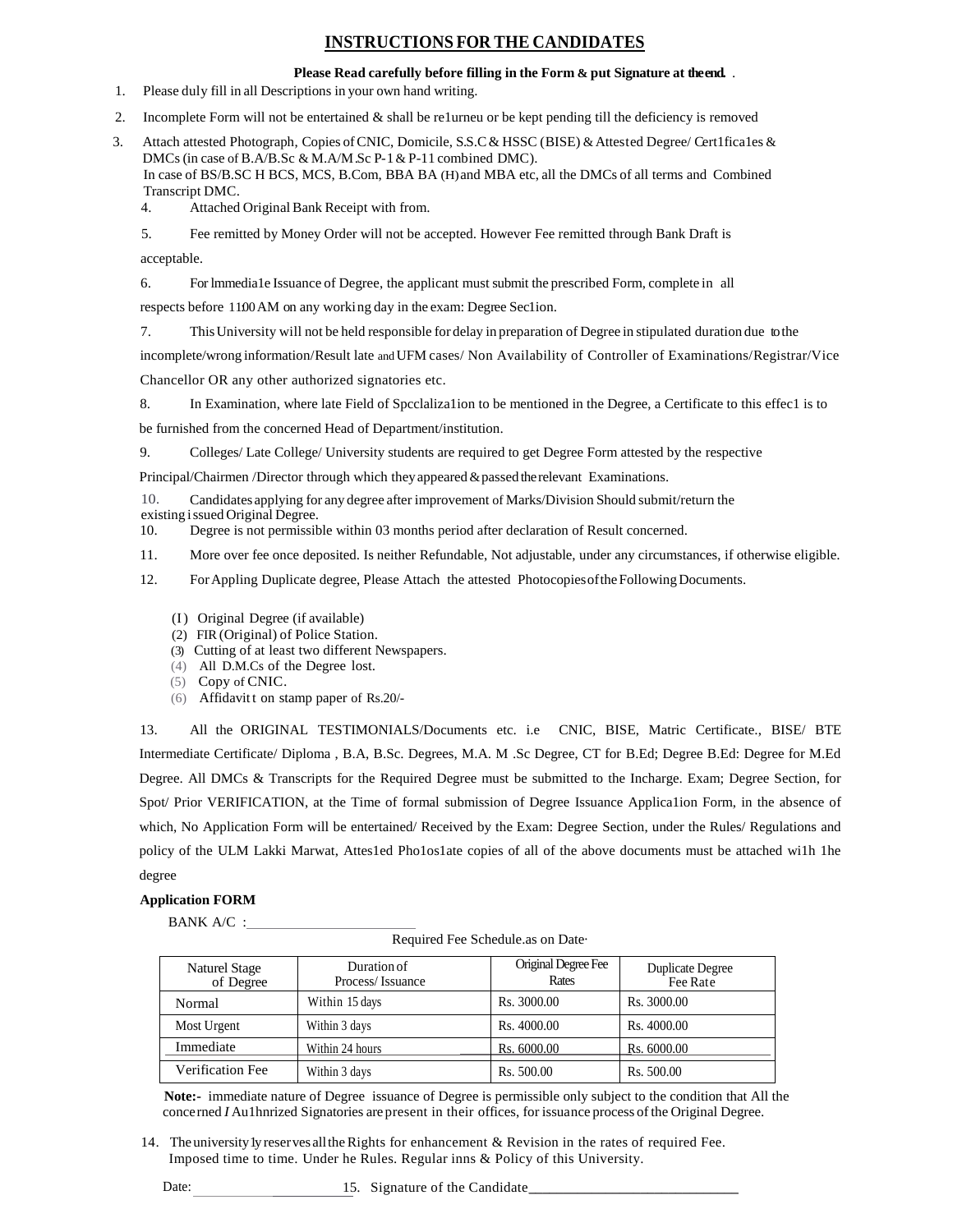## INSTRUCTIONS FOR THE CANDIDATES

**Please Read carefully before filling in the Form & put Signature at the end.** .

1. Please duly fill in all Descriptions in your own hand writing.
2. Incomplete Form will not be entertained & shall be re1urneu or be kept pending till the deficiency is removed
3. Attach attested Photograph, Copies of CNIC, Domicile, S.S.C & HSSC (BISE) & Attested Degree/ Cert1fica1es & DMCs (in case of B.A/B.Sc & M.A/M.Sc P-1 & P-11 combined DMC). In case of BS/B.SC H BCS, MCS, B.Com, BBA BA (H) and MBA etc, all the DMCs of all terms and Combined Transcript DMC.
4. Attached Original Bank Receipt with from.
5. Fee remitted by Money Order will not be accepted. However Fee remitted through Bank Draft is acceptable.
6. For lmmedia1e Issuance of Degree, the applicant must submit the prescribed Form, complete in all respects before 11:00 AM on any working day in the exam: Degree Sec1ion.
7. This University will not be held responsible for delay in preparation of Degree in stipulated duration due to the incomplete/wrong information/Result late and UFM cases/ Non Availability of Controller of Examinations/Registrar/Vice Chancellor OR any other authorized signatories etc.
8. In Examination, where late Field of Spcclaliza1ion to be mentioned in the Degree, a Certificate to this effec1 is to be furnished from the concerned Head of Department/institution.
9. Colleges/ Late College/ University students are required to get Degree Form attested by the respective Principal/Chairmen /Director through which they appeared & passed the relevant Examinations.
10. Candidates applying for any degree after improvement of Marks/Division Should submit/return the existing issued Original Degree.
10. Degree is not permissible within 03 months period after declaration of Result concerned.
11. More over fee once deposited. Is neither Refundable, Not adjustable, under any circumstances, if otherwise eligible.
12. For Appling Duplicate degree, Please Attach the attested Photocopies of the Following Documents.

    (I) Original Degree (if available)
    (2) FIR (Original) of Police Station.
    (3) Cutting of at least two different Newspapers.
    (4) All D.M.Cs of the Degree lost.
    (5) Copy of CNIC.
    (6) Affidavit on stamp paper of Rs.20/-

13. All the ORIGINAL TESTIMONIALS/Documents etc. i.e CNIC, BISE, Matric Certificate., BISE/ BTE Intermediate Certificate/ Diploma , B.A, B.Sc. Degrees, M.A. M .Sc Degree, CT for B.Ed; Degree B.Ed: Degree for M.Ed Degree. All DMCs & Transcripts for the Required Degree must be submitted to the Incharge. Exam; Degree Section, for Spot/ Prior VERIFICATION, at the Time of formal submission of Degree Issuance Applica1ion Form, in the absence of which, No Application Form will be entertained/ Received by the Exam: Degree Section, under the Rules/ Regulations and policy of the ULM Lakki Marwat, Attes1ed Pho1os1ate copies of all of the above documents must be attached wi1h 1he degree

**Application FORM**

BANK A/C :________________________

Required Fee Schedule.as on Date·

| Naturel Stage of Degree | Duration of Process/ Issuance | Original Degree Fee Rates | Duplicate Degree Fee Rate |
|---|---|---|---|
| Normal | Within 15 days | Rs. 3000.00 | Rs. 3000.00 |
| Most Urgent | Within 3 days | Rs. 4000.00 | Rs. 4000.00 |
| Immediate | Within 24 hours | Rs. 6000.00 | Rs. 6000.00 |
| Verification Fee | Within 3 days | Rs. 500.00 | Rs. 500.00 |

**Note:-** immediate nature of Degree issuance of Degree is permissible only subject to the condition that All the concerned / Au1hnrized Signatories are present in their offices, for issuance process of the Original Degree.

14. The university1y reserves all the Rights for enhancement & Revision in the rates of required Fee. Imposed time to time. Under he Rules. Regular inns & Policy of this University.

Date: ________________ 15. Signature of the Candidate______________________________